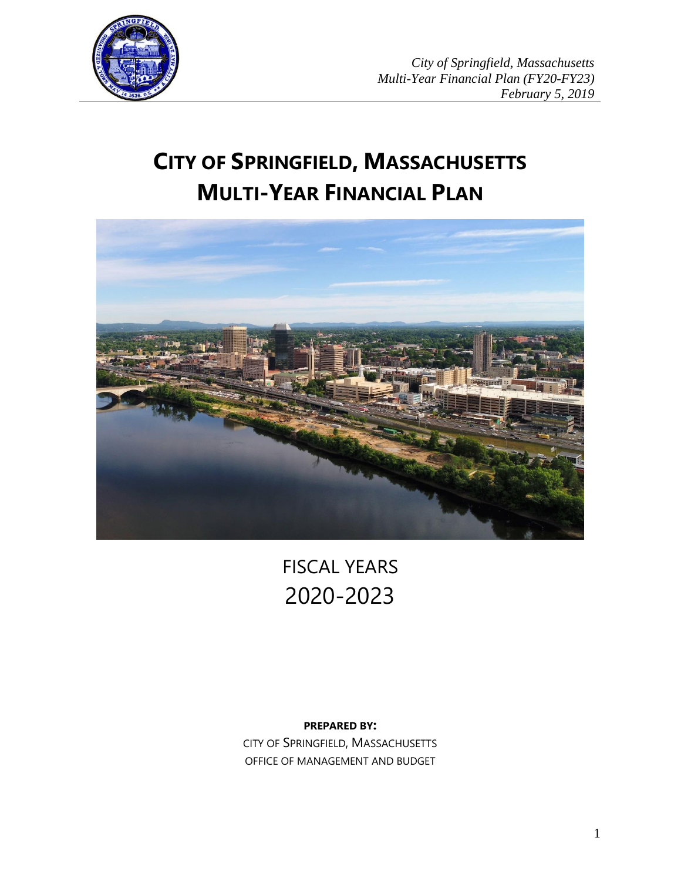*City of Springfield, Massachusetts*
*Multi-Year Financial Plan (FY20-FY23)*
*February 5, 2019*

# CITY OF SPRINGFIELD, MASSACHUSETTS
# MULTI-YEAR FINANCIAL PLAN

FISCAL YEARS
2020-2023

**PREPARED BY:**
CITY OF SPRINGFIELD, MASSACHUSETTS
OFFICE OF MANAGEMENT AND BUDGET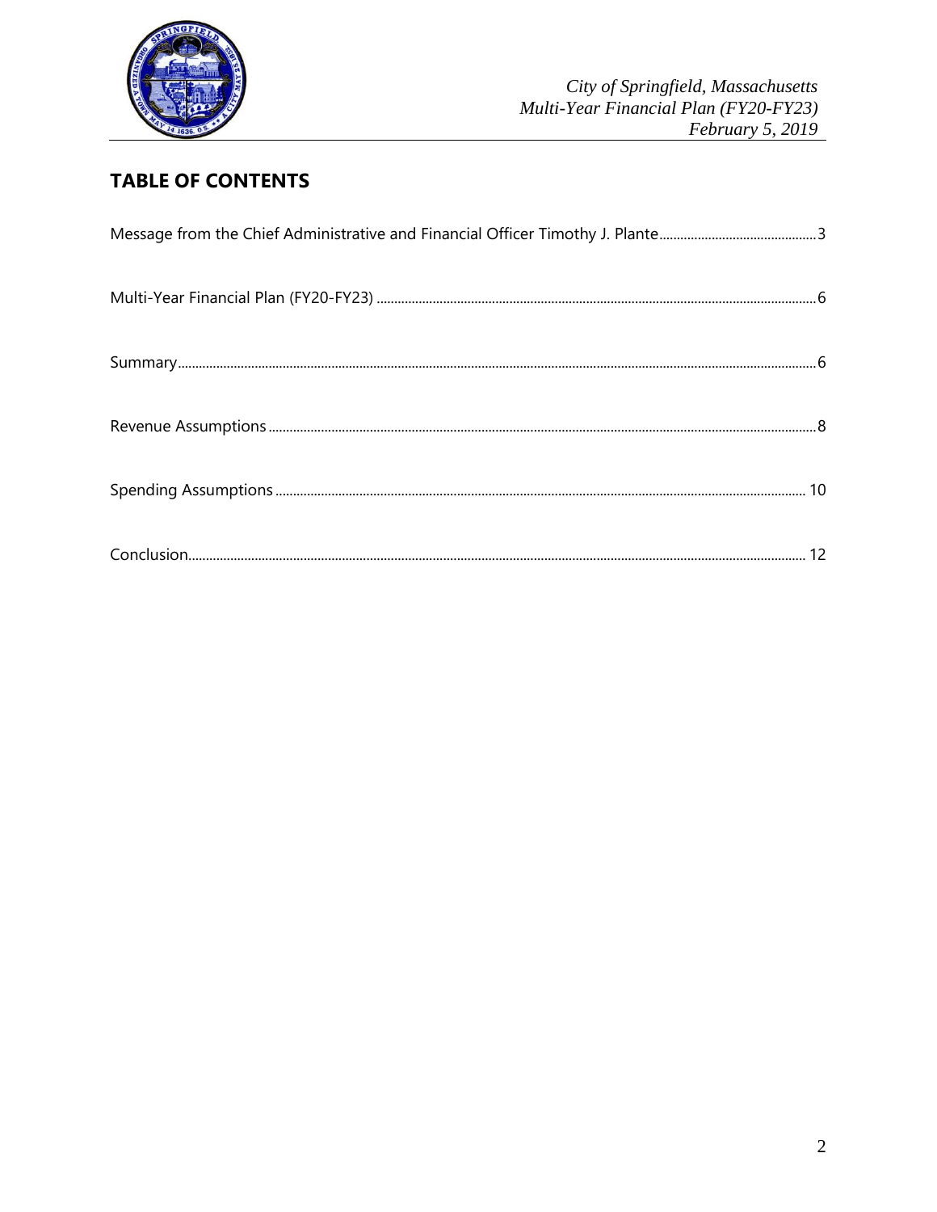## TABLE OF CONTENTS

Message from the Chief Administrative and Financial Officer Timothy J. Plante....3

Multi-Year Financial Plan (FY20-FY23) ....6

Summary....6

Revenue Assumptions....8

Spending Assumptions....10

Conclusion....12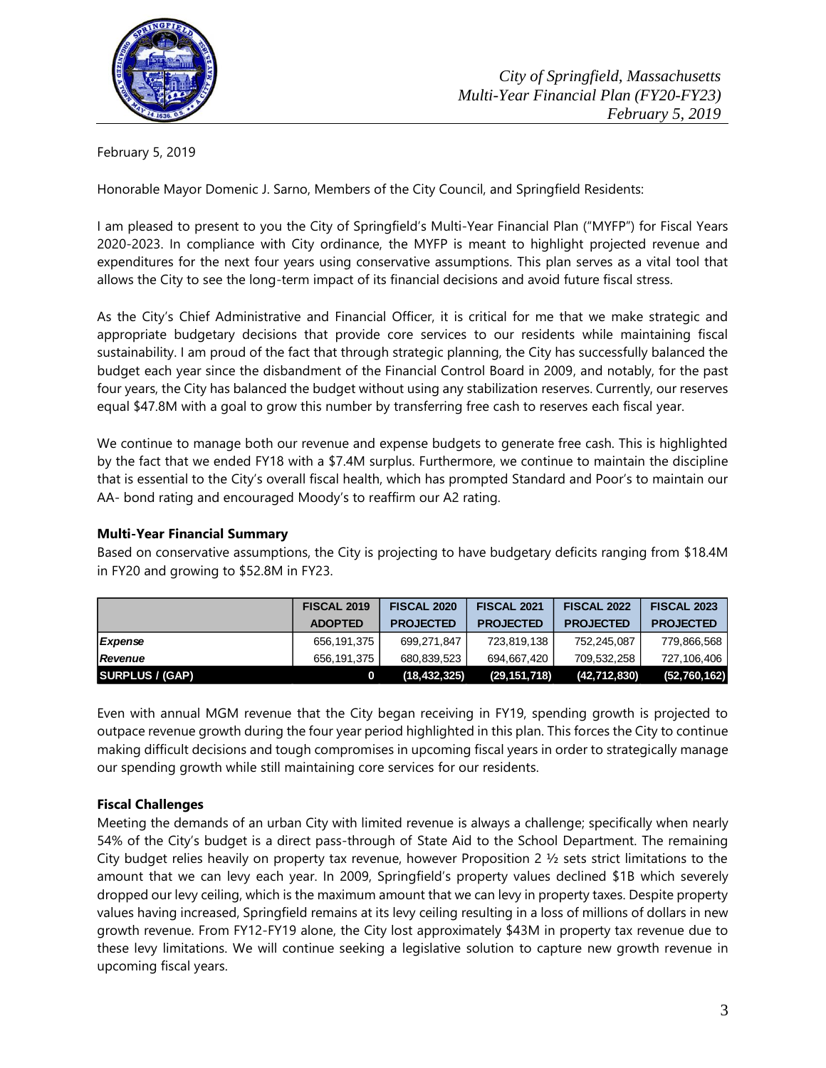February 5, 2019

Honorable Mayor Domenic J. Sarno, Members of the City Council, and Springfield Residents:

I am pleased to present to you the City of Springfield's Multi-Year Financial Plan ("MYFP") for Fiscal Years 2020-2023. In compliance with City ordinance, the MYFP is meant to highlight projected revenue and expenditures for the next four years using conservative assumptions. This plan serves as a vital tool that allows the City to see the long-term impact of its financial decisions and avoid future fiscal stress.

As the City's Chief Administrative and Financial Officer, it is critical for me that we make strategic and appropriate budgetary decisions that provide core services to our residents while maintaining fiscal sustainability. I am proud of the fact that through strategic planning, the City has successfully balanced the budget each year since the disbandment of the Financial Control Board in 2009, and notably, for the past four years, the City has balanced the budget without using any stabilization reserves. Currently, our reserves equal $47.8M with a goal to grow this number by transferring free cash to reserves each fiscal year.

We continue to manage both our revenue and expense budgets to generate free cash. This is highlighted by the fact that we ended FY18 with a $7.4M surplus. Furthermore, we continue to maintain the discipline that is essential to the City's overall fiscal health, which has prompted Standard and Poor's to maintain our AA- bond rating and encouraged Moody's to reaffirm our A2 rating.

**Multi-Year Financial Summary**

Based on conservative assumptions, the City is projecting to have budgetary deficits ranging from $18.4M in FY20 and growing to $52.8M in FY23.

| | FISCAL 2019 ADOPTED | FISCAL 2020 PROJECTED | FISCAL 2021 PROJECTED | FISCAL 2022 PROJECTED | FISCAL 2023 PROJECTED |
|---|---|---|---|---|---|
| *Expense* | 656,191,375 | 699,271,847 | 723,819,138 | 752,245,087 | 779,866,568 |
| *Revenue* | 656,191,375 | 680,839,523 | 694,667,420 | 709,532,258 | 727,106,406 |
| **SURPLUS / (GAP)** | **0** | **(18,432,325)** | **(29,151,718)** | **(42,712,830)** | **(52,760,162)** |

Even with annual MGM revenue that the City began receiving in FY19, spending growth is projected to outpace revenue growth during the four year period highlighted in this plan. This forces the City to continue making difficult decisions and tough compromises in upcoming fiscal years in order to strategically manage our spending growth while still maintaining core services for our residents.

**Fiscal Challenges**

Meeting the demands of an urban City with limited revenue is always a challenge; specifically when nearly 54% of the City's budget is a direct pass-through of State Aid to the School Department. The remaining City budget relies heavily on property tax revenue, however Proposition 2 ½ sets strict limitations to the amount that we can levy each year. In 2009, Springfield's property values declined $1B which severely dropped our levy ceiling, which is the maximum amount that we can levy in property taxes. Despite property values having increased, Springfield remains at its levy ceiling resulting in a loss of millions of dollars in new growth revenue. From FY12-FY19 alone, the City lost approximately $43M in property tax revenue due to these levy limitations. We will continue seeking a legislative solution to capture new growth revenue in upcoming fiscal years.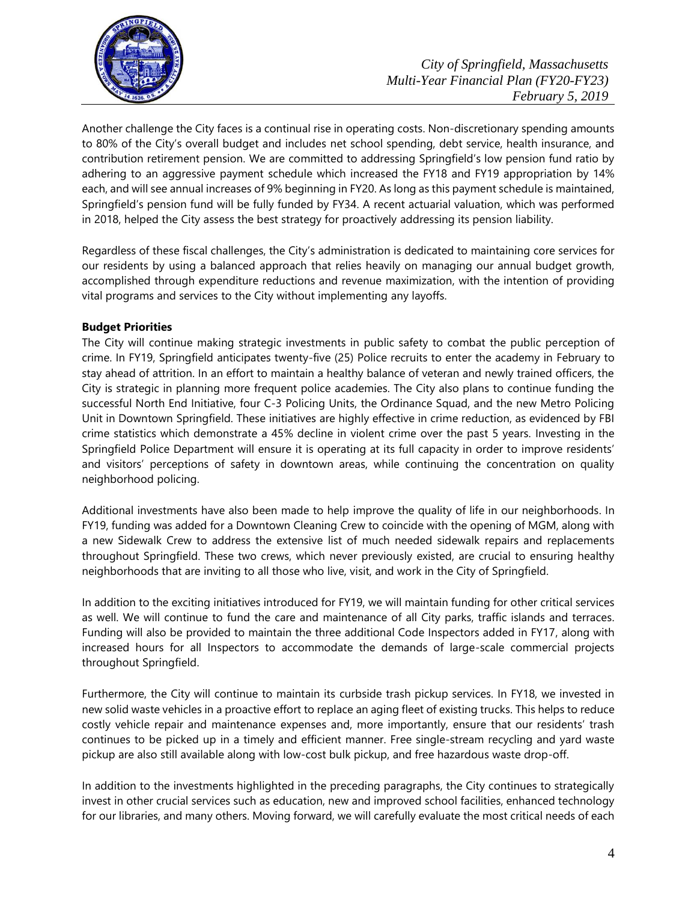Another challenge the City faces is a continual rise in operating costs. Non-discretionary spending amounts to 80% of the City's overall budget and includes net school spending, debt service, health insurance, and contribution retirement pension. We are committed to addressing Springfield's low pension fund ratio by adhering to an aggressive payment schedule which increased the FY18 and FY19 appropriation by 14% each, and will see annual increases of 9% beginning in FY20. As long as this payment schedule is maintained, Springfield's pension fund will be fully funded by FY34. A recent actuarial valuation, which was performed in 2018, helped the City assess the best strategy for proactively addressing its pension liability.

Regardless of these fiscal challenges, the City's administration is dedicated to maintaining core services for our residents by using a balanced approach that relies heavily on managing our annual budget growth, accomplished through expenditure reductions and revenue maximization, with the intention of providing vital programs and services to the City without implementing any layoffs.

**Budget Priorities**

The City will continue making strategic investments in public safety to combat the public perception of crime. In FY19, Springfield anticipates twenty-five (25) Police recruits to enter the academy in February to stay ahead of attrition. In an effort to maintain a healthy balance of veteran and newly trained officers, the City is strategic in planning more frequent police academies. The City also plans to continue funding the successful North End Initiative, four C-3 Policing Units, the Ordinance Squad, and the new Metro Policing Unit in Downtown Springfield. These initiatives are highly effective in crime reduction, as evidenced by FBI crime statistics which demonstrate a 45% decline in violent crime over the past 5 years. Investing in the Springfield Police Department will ensure it is operating at its full capacity in order to improve residents' and visitors' perceptions of safety in downtown areas, while continuing the concentration on quality neighborhood policing.

Additional investments have also been made to help improve the quality of life in our neighborhoods. In FY19, funding was added for a Downtown Cleaning Crew to coincide with the opening of MGM, along with a new Sidewalk Crew to address the extensive list of much needed sidewalk repairs and replacements throughout Springfield. These two crews, which never previously existed, are crucial to ensuring healthy neighborhoods that are inviting to all those who live, visit, and work in the City of Springfield.

In addition to the exciting initiatives introduced for FY19, we will maintain funding for other critical services as well. We will continue to fund the care and maintenance of all City parks, traffic islands and terraces. Funding will also be provided to maintain the three additional Code Inspectors added in FY17, along with increased hours for all Inspectors to accommodate the demands of large-scale commercial projects throughout Springfield.

Furthermore, the City will continue to maintain its curbside trash pickup services. In FY18, we invested in new solid waste vehicles in a proactive effort to replace an aging fleet of existing trucks. This helps to reduce costly vehicle repair and maintenance expenses and, more importantly, ensure that our residents' trash continues to be picked up in a timely and efficient manner. Free single-stream recycling and yard waste pickup are also still available along with low-cost bulk pickup, and free hazardous waste drop-off.

In addition to the investments highlighted in the preceding paragraphs, the City continues to strategically invest in other crucial services such as education, new and improved school facilities, enhanced technology for our libraries, and many others. Moving forward, we will carefully evaluate the most critical needs of each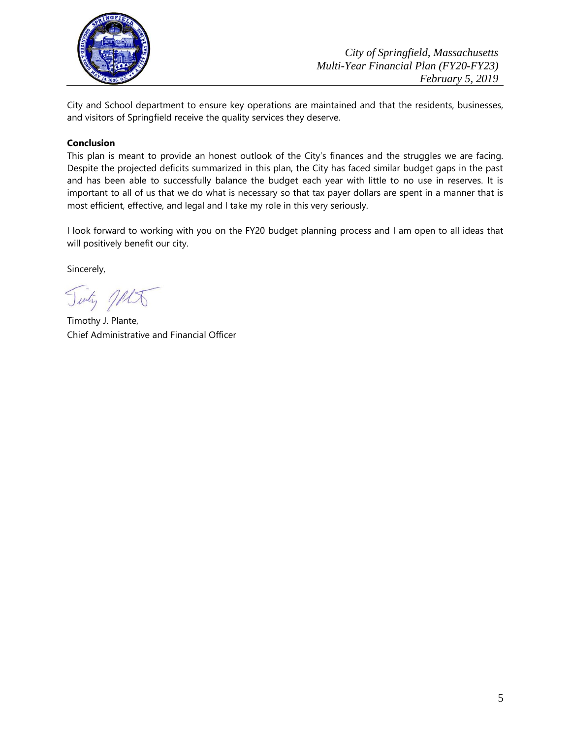City and School department to ensure key operations are maintained and that the residents, businesses, and visitors of Springfield receive the quality services they deserve.

**Conclusion**

This plan is meant to provide an honest outlook of the City's finances and the struggles we are facing. Despite the projected deficits summarized in this plan, the City has faced similar budget gaps in the past and has been able to successfully balance the budget each year with little to no use in reserves. It is important to all of us that we do what is necessary so that tax payer dollars are spent in a manner that is most efficient, effective, and legal and I take my role in this very seriously.

I look forward to working with you on the FY20 budget planning process and I am open to all ideas that will positively benefit our city.

Sincerely,

Timothy J. Plante,
Chief Administrative and Financial Officer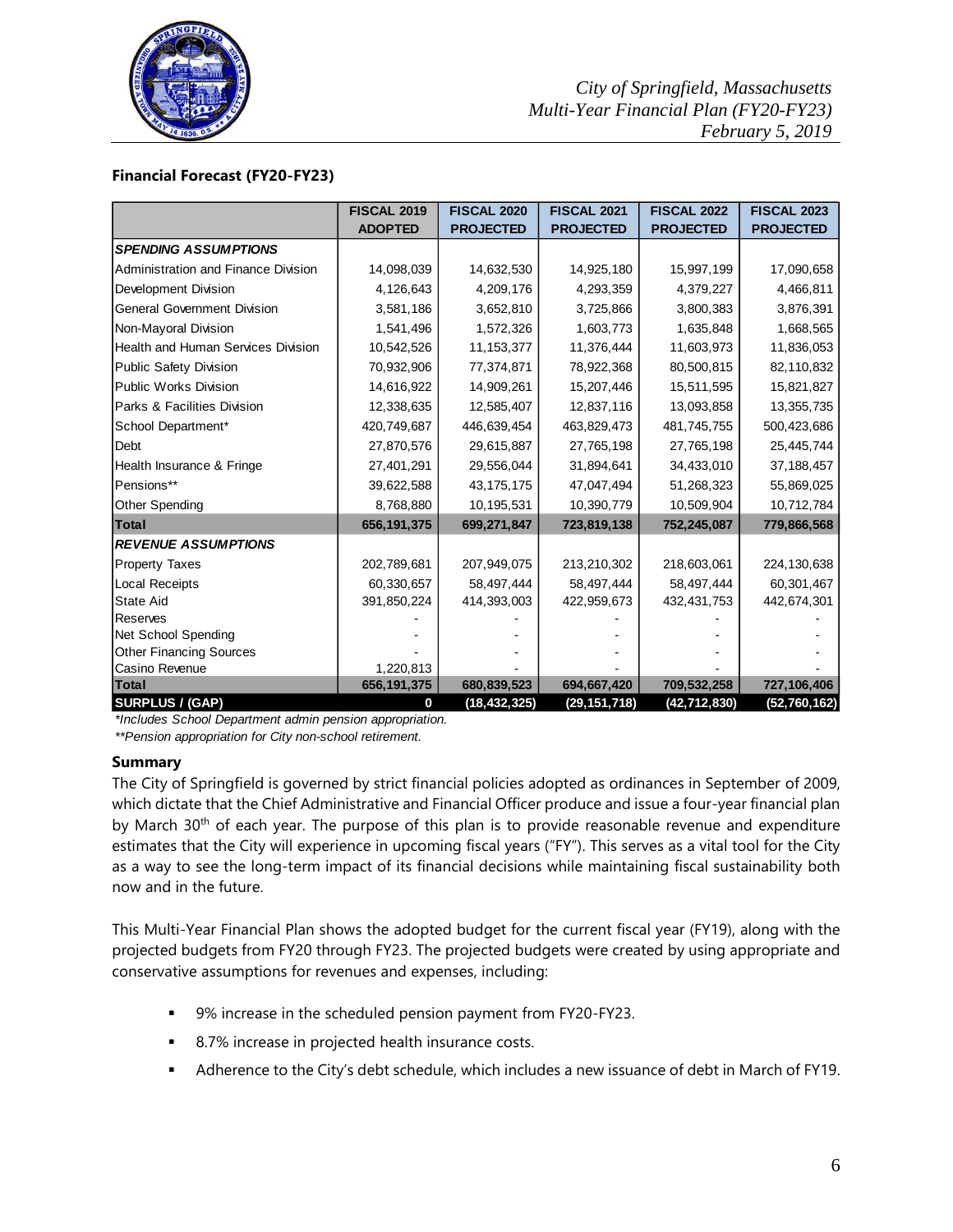### Financial Forecast (FY20-FY23)

| | FISCAL 2019 ADOPTED | FISCAL 2020 PROJECTED | FISCAL 2021 PROJECTED | FISCAL 2022 PROJECTED | FISCAL 2023 PROJECTED |
|---|---|---|---|---|---|
| ***SPENDING ASSUMPTIONS*** | | | | | |
| Administration and Finance Division | 14,098,039 | 14,632,530 | 14,925,180 | 15,997,199 | 17,090,658 |
| Development Division | 4,126,643 | 4,209,176 | 4,293,359 | 4,379,227 | 4,466,811 |
| General Government Division | 3,581,186 | 3,652,810 | 3,725,866 | 3,800,383 | 3,876,391 |
| Non-Mayoral Division | 1,541,496 | 1,572,326 | 1,603,773 | 1,635,848 | 1,668,565 |
| Health and Human Services Division | 10,542,526 | 11,153,377 | 11,376,444 | 11,603,973 | 11,836,053 |
| Public Safety Division | 70,932,906 | 77,374,871 | 78,922,368 | 80,500,815 | 82,110,832 |
| Public Works Division | 14,616,922 | 14,909,261 | 15,207,446 | 15,511,595 | 15,821,827 |
| Parks & Facilities Division | 12,338,635 | 12,585,407 | 12,837,116 | 13,093,858 | 13,355,735 |
| School Department* | 420,749,687 | 446,639,454 | 463,829,473 | 481,745,755 | 500,423,686 |
| Debt | 27,870,576 | 29,615,887 | 27,765,198 | 27,765,198 | 25,445,744 |
| Health Insurance & Fringe | 27,401,291 | 29,556,044 | 31,894,641 | 34,433,010 | 37,188,457 |
| Pensions** | 39,622,588 | 43,175,175 | 47,047,494 | 51,268,323 | 55,869,025 |
| Other Spending | 8,768,880 | 10,195,531 | 10,390,779 | 10,509,904 | 10,712,784 |
| **Total** | **656,191,375** | **699,271,847** | **723,819,138** | **752,245,087** | **779,866,568** |
| ***REVENUE ASSUMPTIONS*** | | | | | |
| Property Taxes | 202,789,681 | 207,949,075 | 213,210,302 | 218,603,061 | 224,130,638 |
| Local Receipts | 60,330,657 | 58,497,444 | 58,497,444 | 58,497,444 | 60,301,467 |
| State Aid | 391,850,224 | 414,393,003 | 422,959,673 | 432,431,753 | 442,674,301 |
| Reserves | - | - | - | - | - |
| Net School Spending | - | - | - | - | - |
| Other Financing Sources | - | - | - | - | - |
| Casino Revenue | 1,220,813 | - | - | - | - |
| **Total** | **656,191,375** | **680,839,523** | **694,667,420** | **709,532,258** | **727,106,406** |
| **SURPLUS / (GAP)** | **0** | **(18,432,325)** | **(29,151,718)** | **(42,712,830)** | **(52,760,162)** |

*\*Includes School Department admin pension appropriation.*

*\*\*Pension appropriation for City non-school retirement.*

### Summary

The City of Springfield is governed by strict financial policies adopted as ordinances in September of 2009, which dictate that the Chief Administrative and Financial Officer produce and issue a four-year financial plan by March 30th of each year. The purpose of this plan is to provide reasonable revenue and expenditure estimates that the City will experience in upcoming fiscal years ("FY"). This serves as a vital tool for the City as a way to see the long-term impact of its financial decisions while maintaining fiscal sustainability both now and in the future.

This Multi-Year Financial Plan shows the adopted budget for the current fiscal year (FY19), along with the projected budgets from FY20 through FY23. The projected budgets were created by using appropriate and conservative assumptions for revenues and expenses, including:

- 9% increase in the scheduled pension payment from FY20-FY23.
- 8.7% increase in projected health insurance costs.
- Adherence to the City's debt schedule, which includes a new issuance of debt in March of FY19.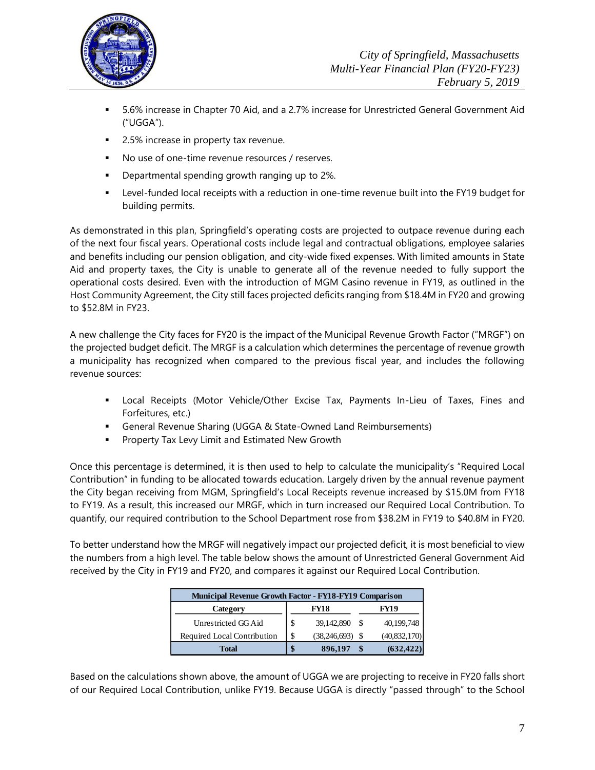- 5.6% increase in Chapter 70 Aid, and a 2.7% increase for Unrestricted General Government Aid ("UGGA").
- 2.5% increase in property tax revenue.
- No use of one-time revenue resources / reserves.
- Departmental spending growth ranging up to 2%.
- Level-funded local receipts with a reduction in one-time revenue built into the FY19 budget for building permits.

As demonstrated in this plan, Springfield's operating costs are projected to outpace revenue during each of the next four fiscal years. Operational costs include legal and contractual obligations, employee salaries and benefits including our pension obligation, and city-wide fixed expenses. With limited amounts in State Aid and property taxes, the City is unable to generate all of the revenue needed to fully support the operational costs desired. Even with the introduction of MGM Casino revenue in FY19, as outlined in the Host Community Agreement, the City still faces projected deficits ranging from $18.4M in FY20 and growing to $52.8M in FY23.

A new challenge the City faces for FY20 is the impact of the Municipal Revenue Growth Factor ("MRGF") on the projected budget deficit. The MRGF is a calculation which determines the percentage of revenue growth a municipality has recognized when compared to the previous fiscal year, and includes the following revenue sources:

- Local Receipts (Motor Vehicle/Other Excise Tax, Payments In-Lieu of Taxes, Fines and Forfeitures, etc.)
- General Revenue Sharing (UGGA & State-Owned Land Reimbursements)
- Property Tax Levy Limit and Estimated New Growth

Once this percentage is determined, it is then used to help to calculate the municipality's "Required Local Contribution" in funding to be allocated towards education. Largely driven by the annual revenue payment the City began receiving from MGM, Springfield's Local Receipts revenue increased by $15.0M from FY18 to FY19. As a result, this increased our MRGF, which in turn increased our Required Local Contribution. To quantify, our required contribution to the School Department rose from $38.2M in FY19 to $40.8M in FY20.

To better understand how the MRGF will negatively impact our projected deficit, it is most beneficial to view the numbers from a high level. The table below shows the amount of Unrestricted General Government Aid received by the City in FY19 and FY20, and compares it against our Required Local Contribution.

| Municipal Revenue Growth Factor - FY18-FY19 Comparison | | |
|---|---|---|
| **Category** | **FY18** | **FY19** |
| Unrestricted GG Aid | $ 39,142,890 | $ 40,199,748 |
| Required Local Contribution | $ (38,246,693) | $ (40,832,170) |
| **Total** | **$ 896,197** | **$ (632,422)** |

Based on the calculations shown above, the amount of UGGA we are projecting to receive in FY20 falls short of our Required Local Contribution, unlike FY19. Because UGGA is directly "passed through" to the School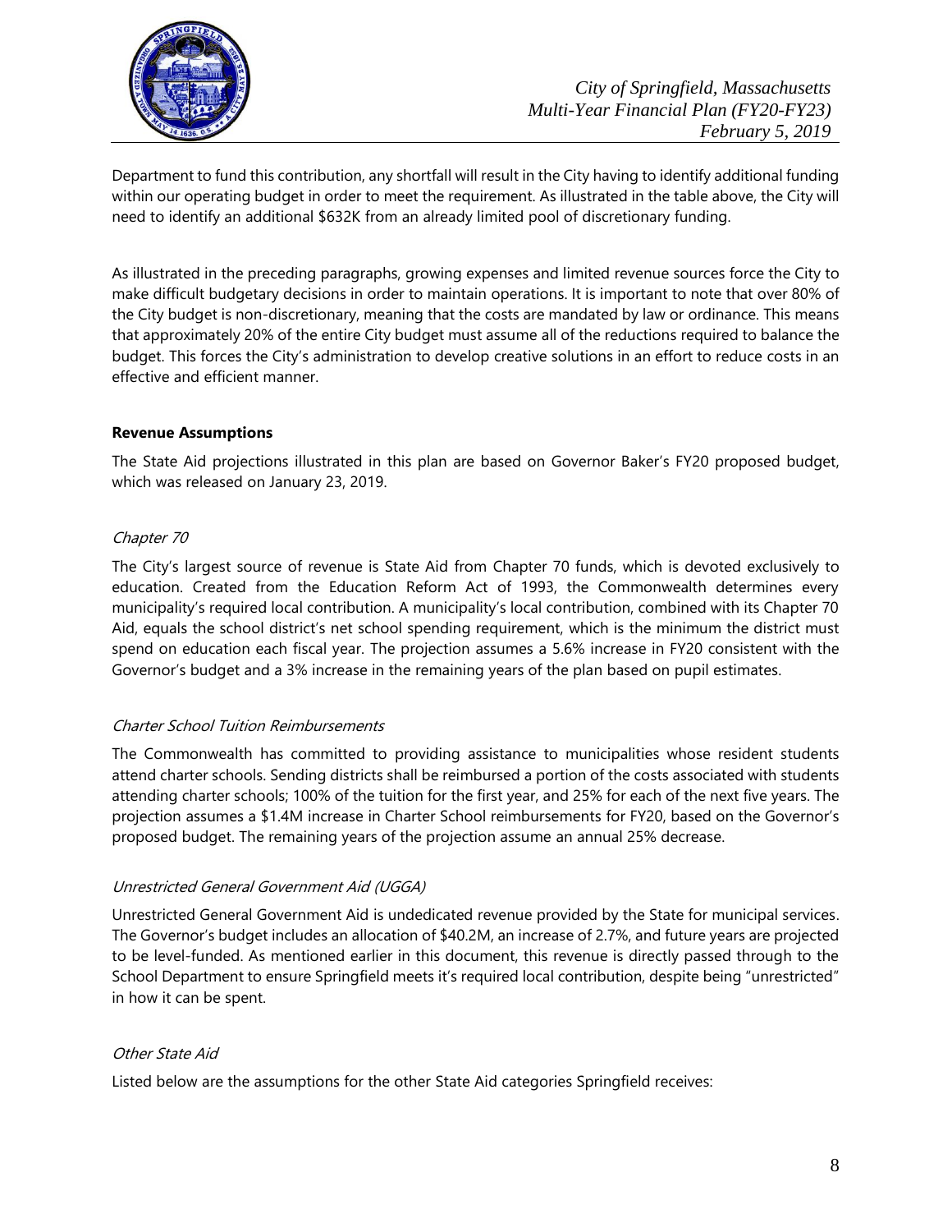Department to fund this contribution, any shortfall will result in the City having to identify additional funding within our operating budget in order to meet the requirement. As illustrated in the table above, the City will need to identify an additional $632K from an already limited pool of discretionary funding.

As illustrated in the preceding paragraphs, growing expenses and limited revenue sources force the City to make difficult budgetary decisions in order to maintain operations. It is important to note that over 80% of the City budget is non-discretionary, meaning that the costs are mandated by law or ordinance. This means that approximately 20% of the entire City budget must assume all of the reductions required to balance the budget. This forces the City's administration to develop creative solutions in an effort to reduce costs in an effective and efficient manner.

**Revenue Assumptions**

The State Aid projections illustrated in this plan are based on Governor Baker's FY20 proposed budget, which was released on January 23, 2019.

*Chapter 70*

The City's largest source of revenue is State Aid from Chapter 70 funds, which is devoted exclusively to education. Created from the Education Reform Act of 1993, the Commonwealth determines every municipality's required local contribution. A municipality's local contribution, combined with its Chapter 70 Aid, equals the school district's net school spending requirement, which is the minimum the district must spend on education each fiscal year. The projection assumes a 5.6% increase in FY20 consistent with the Governor's budget and a 3% increase in the remaining years of the plan based on pupil estimates.

*Charter School Tuition Reimbursements*

The Commonwealth has committed to providing assistance to municipalities whose resident students attend charter schools. Sending districts shall be reimbursed a portion of the costs associated with students attending charter schools; 100% of the tuition for the first year, and 25% for each of the next five years. The projection assumes a $1.4M increase in Charter School reimbursements for FY20, based on the Governor's proposed budget. The remaining years of the projection assume an annual 25% decrease.

*Unrestricted General Government Aid (UGGA)*

Unrestricted General Government Aid is undedicated revenue provided by the State for municipal services. The Governor's budget includes an allocation of $40.2M, an increase of 2.7%, and future years are projected to be level-funded. As mentioned earlier in this document, this revenue is directly passed through to the School Department to ensure Springfield meets it's required local contribution, despite being "unrestricted" in how it can be spent.

*Other State Aid*

Listed below are the assumptions for the other State Aid categories Springfield receives: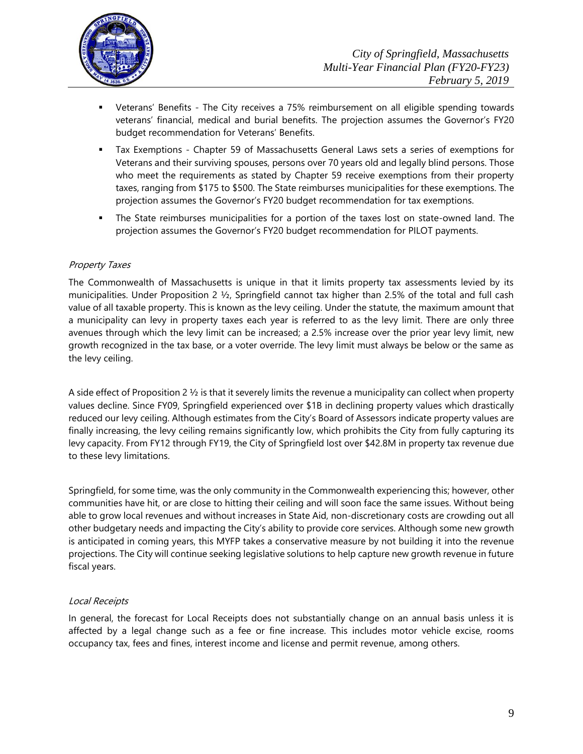- Veterans' Benefits - The City receives a 75% reimbursement on all eligible spending towards veterans' financial, medical and burial benefits. The projection assumes the Governor's FY20 budget recommendation for Veterans' Benefits.
- Tax Exemptions - Chapter 59 of Massachusetts General Laws sets a series of exemptions for Veterans and their surviving spouses, persons over 70 years old and legally blind persons. Those who meet the requirements as stated by Chapter 59 receive exemptions from their property taxes, ranging from $175 to $500. The State reimburses municipalities for these exemptions. The projection assumes the Governor's FY20 budget recommendation for tax exemptions.
- The State reimburses municipalities for a portion of the taxes lost on state-owned land. The projection assumes the Governor's FY20 budget recommendation for PILOT payments.

*Property Taxes*

The Commonwealth of Massachusetts is unique in that it limits property tax assessments levied by its municipalities. Under Proposition 2 ½, Springfield cannot tax higher than 2.5% of the total and full cash value of all taxable property. This is known as the levy ceiling. Under the statute, the maximum amount that a municipality can levy in property taxes each year is referred to as the levy limit. There are only three avenues through which the levy limit can be increased; a 2.5% increase over the prior year levy limit, new growth recognized in the tax base, or a voter override. The levy limit must always be below or the same as the levy ceiling.

A side effect of Proposition 2 ½ is that it severely limits the revenue a municipality can collect when property values decline. Since FY09, Springfield experienced over $1B in declining property values which drastically reduced our levy ceiling. Although estimates from the City's Board of Assessors indicate property values are finally increasing, the levy ceiling remains significantly low, which prohibits the City from fully capturing its levy capacity. From FY12 through FY19, the City of Springfield lost over $42.8M in property tax revenue due to these levy limitations.

Springfield, for some time, was the only community in the Commonwealth experiencing this; however, other communities have hit, or are close to hitting their ceiling and will soon face the same issues. Without being able to grow local revenues and without increases in State Aid, non-discretionary costs are crowding out all other budgetary needs and impacting the City's ability to provide core services. Although some new growth is anticipated in coming years, this MYFP takes a conservative measure by not building it into the revenue projections. The City will continue seeking legislative solutions to help capture new growth revenue in future fiscal years.

*Local Receipts*

In general, the forecast for Local Receipts does not substantially change on an annual basis unless it is affected by a legal change such as a fee or fine increase. This includes motor vehicle excise, rooms occupancy tax, fees and fines, interest income and license and permit revenue, among others.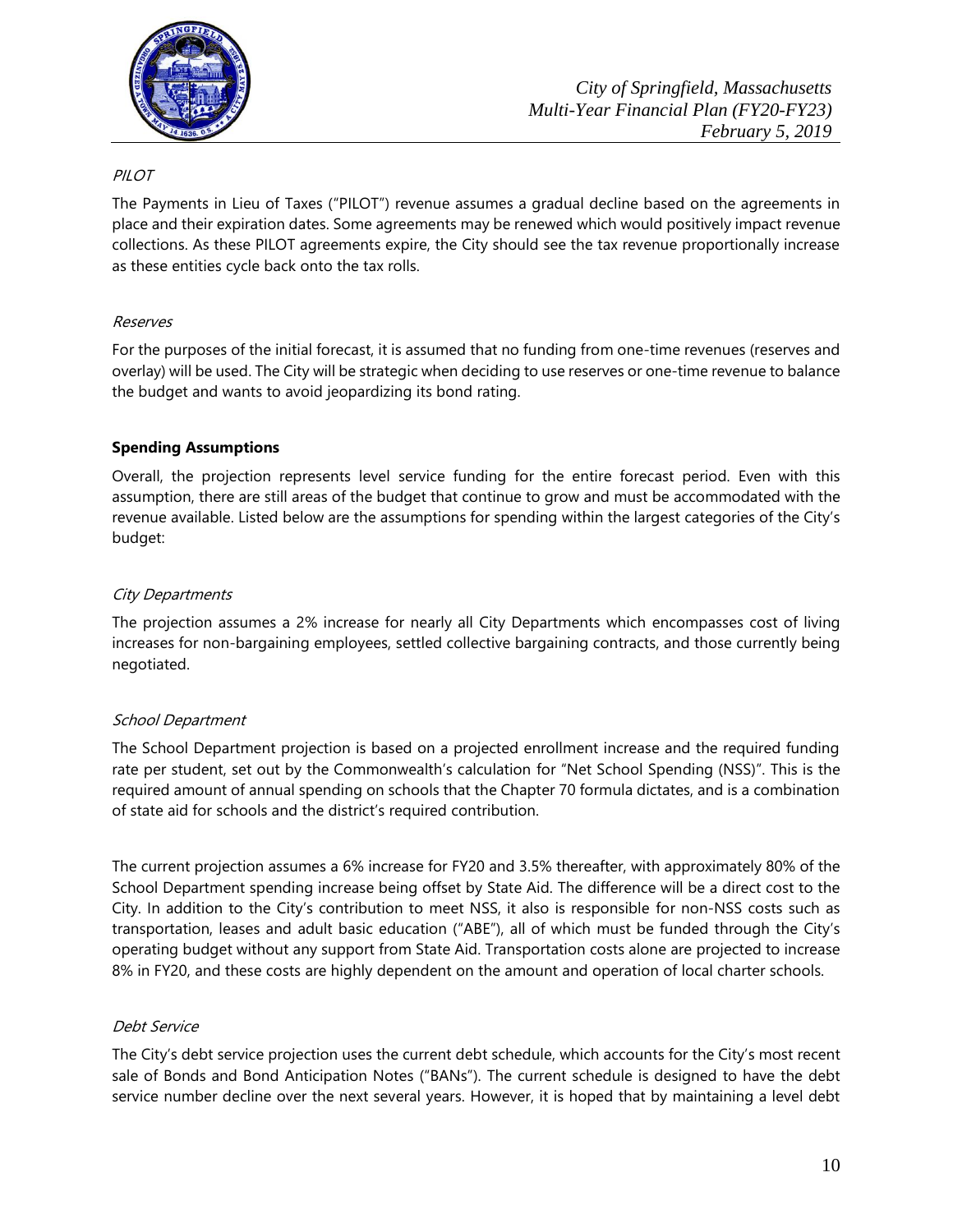*PILOT*

The Payments in Lieu of Taxes ("PILOT") revenue assumes a gradual decline based on the agreements in place and their expiration dates. Some agreements may be renewed which would positively impact revenue collections. As these PILOT agreements expire, the City should see the tax revenue proportionally increase as these entities cycle back onto the tax rolls.

*Reserves*

For the purposes of the initial forecast, it is assumed that no funding from one-time revenues (reserves and overlay) will be used. The City will be strategic when deciding to use reserves or one-time revenue to balance the budget and wants to avoid jeopardizing its bond rating.

**Spending Assumptions**

Overall, the projection represents level service funding for the entire forecast period. Even with this assumption, there are still areas of the budget that continue to grow and must be accommodated with the revenue available. Listed below are the assumptions for spending within the largest categories of the City's budget:

*City Departments*

The projection assumes a 2% increase for nearly all City Departments which encompasses cost of living increases for non-bargaining employees, settled collective bargaining contracts, and those currently being negotiated.

*School Department*

The School Department projection is based on a projected enrollment increase and the required funding rate per student, set out by the Commonwealth's calculation for "Net School Spending (NSS)". This is the required amount of annual spending on schools that the Chapter 70 formula dictates, and is a combination of state aid for schools and the district's required contribution.

The current projection assumes a 6% increase for FY20 and 3.5% thereafter, with approximately 80% of the School Department spending increase being offset by State Aid. The difference will be a direct cost to the City. In addition to the City's contribution to meet NSS, it also is responsible for non-NSS costs such as transportation, leases and adult basic education ("ABE"), all of which must be funded through the City's operating budget without any support from State Aid. Transportation costs alone are projected to increase 8% in FY20, and these costs are highly dependent on the amount and operation of local charter schools.

*Debt Service*

The City's debt service projection uses the current debt schedule, which accounts for the City's most recent sale of Bonds and Bond Anticipation Notes ("BANs"). The current schedule is designed to have the debt service number decline over the next several years. However, it is hoped that by maintaining a level debt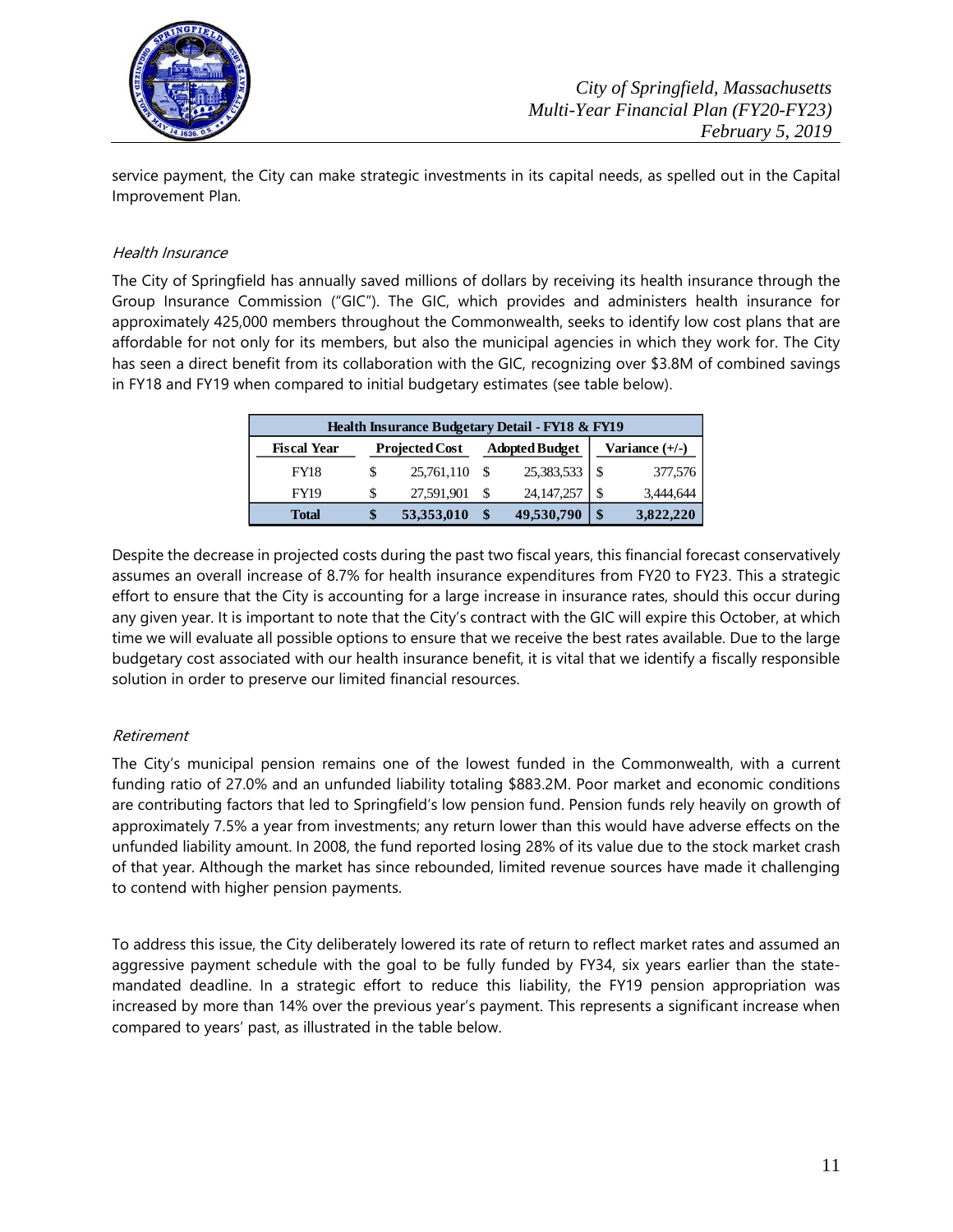service payment, the City can make strategic investments in its capital needs, as spelled out in the Capital Improvement Plan.

*Health Insurance*

The City of Springfield has annually saved millions of dollars by receiving its health insurance through the Group Insurance Commission ("GIC"). The GIC, which provides and administers health insurance for approximately 425,000 members throughout the Commonwealth, seeks to identify low cost plans that are affordable for not only for its members, but also the municipal agencies in which they work for. The City has seen a direct benefit from its collaboration with the GIC, recognizing over $3.8M of combined savings in FY18 and FY19 when compared to initial budgetary estimates (see table below).

| Health Insurance Budgetary Detail - FY18 & FY19 | | | |
|---|---|---|---|
| **Fiscal Year** | **Projected Cost** | **Adopted Budget** | **Variance (+/-)** |
| FY18 | $ 25,761,110 | $ 25,383,533 | $ 377,576 |
| FY19 | $ 27,591,901 | $ 24,147,257 | $ 3,444,644 |
| **Total** | **$ 53,353,010** | **$ 49,530,790** | **$ 3,822,220** |

Despite the decrease in projected costs during the past two fiscal years, this financial forecast conservatively assumes an overall increase of 8.7% for health insurance expenditures from FY20 to FY23. This a strategic effort to ensure that the City is accounting for a large increase in insurance rates, should this occur during any given year. It is important to note that the City's contract with the GIC will expire this October, at which time we will evaluate all possible options to ensure that we receive the best rates available. Due to the large budgetary cost associated with our health insurance benefit, it is vital that we identify a fiscally responsible solution in order to preserve our limited financial resources.

*Retirement*

The City's municipal pension remains one of the lowest funded in the Commonwealth, with a current funding ratio of 27.0% and an unfunded liability totaling $883.2M. Poor market and economic conditions are contributing factors that led to Springfield's low pension fund. Pension funds rely heavily on growth of approximately 7.5% a year from investments; any return lower than this would have adverse effects on the unfunded liability amount. In 2008, the fund reported losing 28% of its value due to the stock market crash of that year. Although the market has since rebounded, limited revenue sources have made it challenging to contend with higher pension payments.

To address this issue, the City deliberately lowered its rate of return to reflect market rates and assumed an aggressive payment schedule with the goal to be fully funded by FY34, six years earlier than the state-mandated deadline. In a strategic effort to reduce this liability, the FY19 pension appropriation was increased by more than 14% over the previous year's payment. This represents a significant increase when compared to years' past, as illustrated in the table below.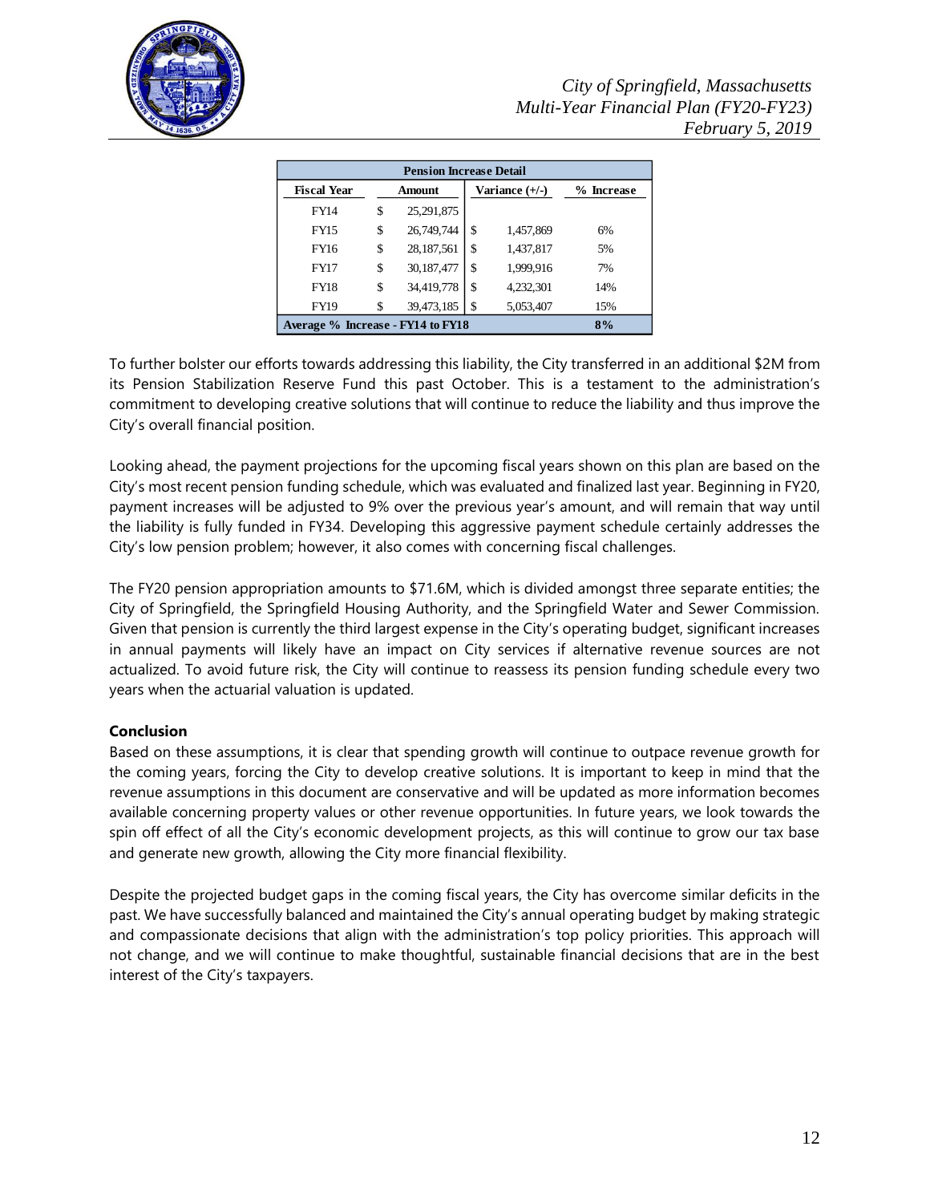| Pension Increase Detail | | | |
|---|---|---|---|
| **Fiscal Year** | **Amount** | **Variance (+/-)** | **% Increase** |
| FY14 | $ 25,291,875 | | |
| FY15 | $ 26,749,744 | $ 1,457,869 | 6% |
| FY16 | $ 28,187,561 | $ 1,437,817 | 5% |
| FY17 | $ 30,187,477 | $ 1,999,916 | 7% |
| FY18 | $ 34,419,778 | $ 4,232,301 | 14% |
| FY19 | $ 39,473,185 | $ 5,053,407 | 15% |
| **Average % Increase - FY14 to FY18** | | | **8%** |

To further bolster our efforts towards addressing this liability, the City transferred in an additional $2M from its Pension Stabilization Reserve Fund this past October. This is a testament to the administration's commitment to developing creative solutions that will continue to reduce the liability and thus improve the City's overall financial position.

Looking ahead, the payment projections for the upcoming fiscal years shown on this plan are based on the City's most recent pension funding schedule, which was evaluated and finalized last year. Beginning in FY20, payment increases will be adjusted to 9% over the previous year's amount, and will remain that way until the liability is fully funded in FY34. Developing this aggressive payment schedule certainly addresses the City's low pension problem; however, it also comes with concerning fiscal challenges.

The FY20 pension appropriation amounts to $71.6M, which is divided amongst three separate entities; the City of Springfield, the Springfield Housing Authority, and the Springfield Water and Sewer Commission. Given that pension is currently the third largest expense in the City's operating budget, significant increases in annual payments will likely have an impact on City services if alternative revenue sources are not actualized. To avoid future risk, the City will continue to reassess its pension funding schedule every two years when the actuarial valuation is updated.

**Conclusion**

Based on these assumptions, it is clear that spending growth will continue to outpace revenue growth for the coming years, forcing the City to develop creative solutions. It is important to keep in mind that the revenue assumptions in this document are conservative and will be updated as more information becomes available concerning property values or other revenue opportunities. In future years, we look towards the spin off effect of all the City's economic development projects, as this will continue to grow our tax base and generate new growth, allowing the City more financial flexibility.

Despite the projected budget gaps in the coming fiscal years, the City has overcome similar deficits in the past. We have successfully balanced and maintained the City's annual operating budget by making strategic and compassionate decisions that align with the administration's top policy priorities. This approach will not change, and we will continue to make thoughtful, sustainable financial decisions that are in the best interest of the City's taxpayers.